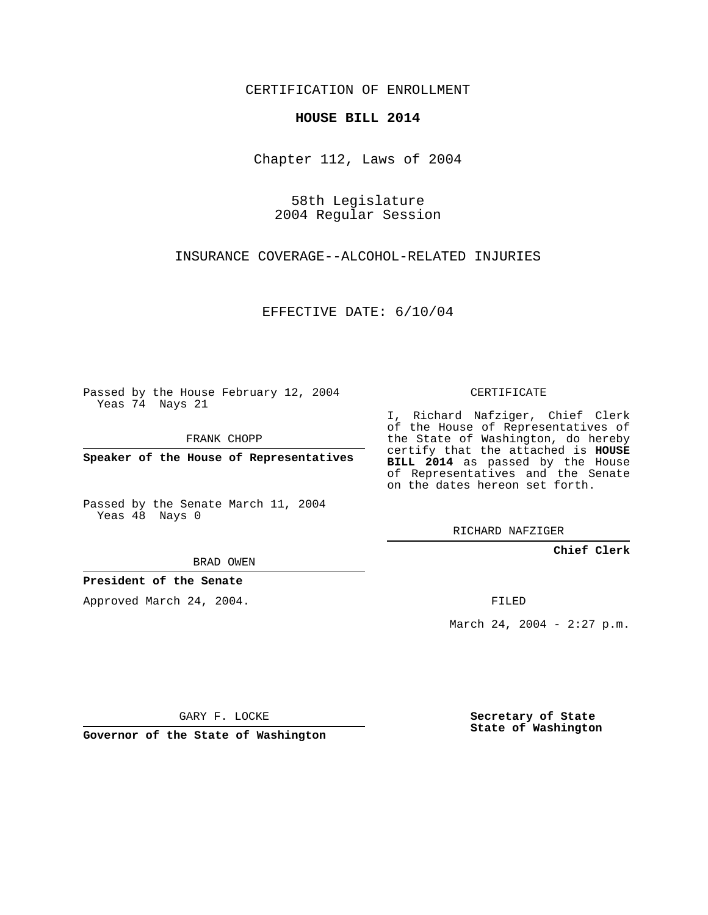CERTIFICATION OF ENROLLMENT

**HOUSE BILL 2014**

Chapter 112, Laws of 2004

58th Legislature
2004 Regular Session

INSURANCE COVERAGE--ALCOHOL-RELATED INJURIES

EFFECTIVE DATE: 6/10/04

Passed by the House February 12, 2004
Yeas 74 Nays 21

FRANK CHOPP

**Speaker of the House of Representatives**

Passed by the Senate March 11, 2004
Yeas 48 Nays 0

BRAD OWEN

**President of the Senate**

Approved March 24, 2004.

GARY F. LOCKE

**Governor of the State of Washington**

CERTIFICATE

I, Richard Nafziger, Chief Clerk of the House of Representatives of the State of Washington, do hereby certify that the attached is **HOUSE BILL 2014** as passed by the House of Representatives and the Senate on the dates hereon set forth.

RICHARD NAFZIGER

**Chief Clerk**

FILED

March 24, 2004 - 2:27 p.m.

**Secretary of State**
**State of Washington**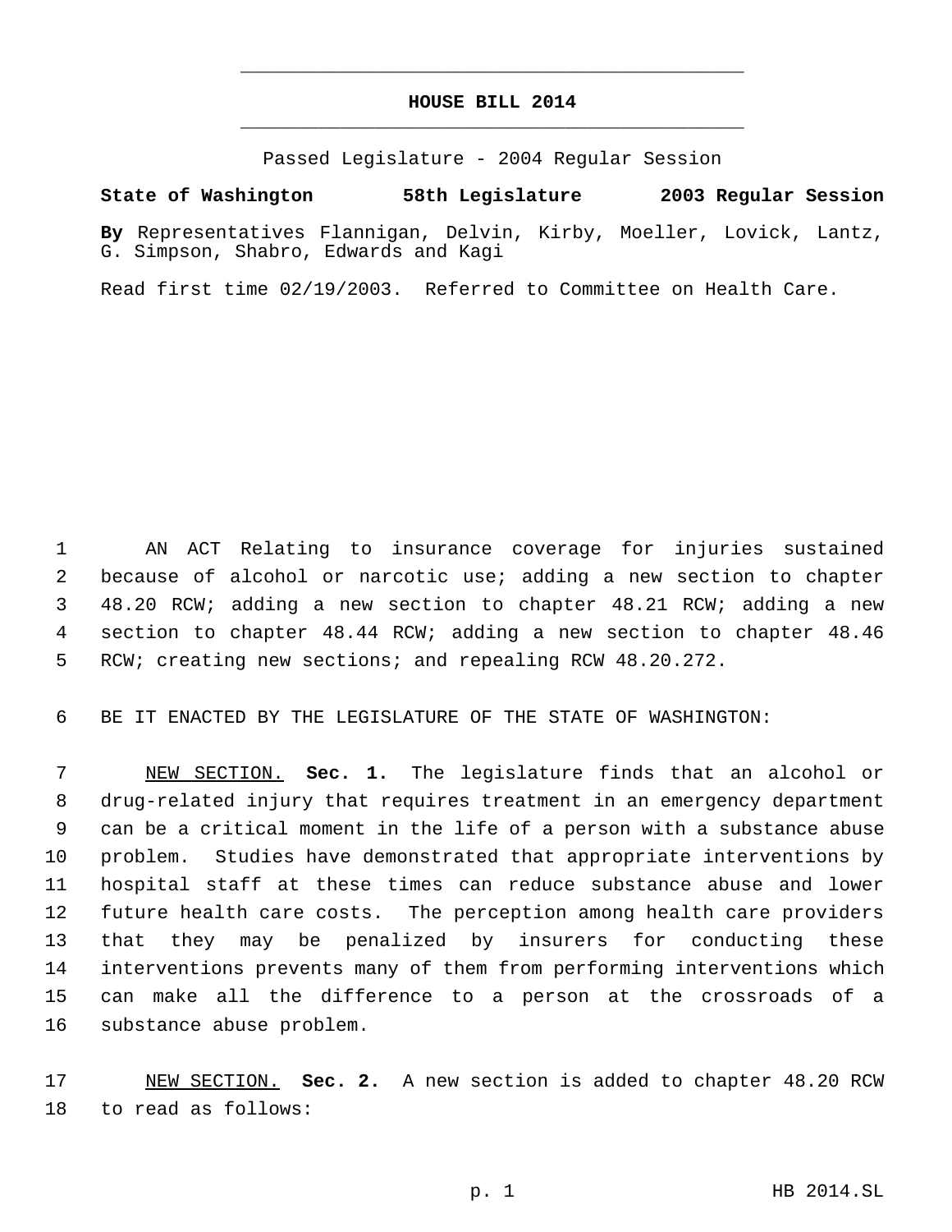# HOUSE BILL 2014

Passed Legislature - 2004 Regular Session

**State of Washington 58th Legislature 2003 Regular Session**

**By** Representatives Flannigan, Delvin, Kirby, Moeller, Lovick, Lantz, G. Simpson, Shabro, Edwards and Kagi

Read first time 02/19/2003. Referred to Committee on Health Care.

AN ACT Relating to insurance coverage for injuries sustained because of alcohol or narcotic use; adding a new section to chapter 48.20 RCW; adding a new section to chapter 48.21 RCW; adding a new section to chapter 48.44 RCW; adding a new section to chapter 48.46 RCW; creating new sections; and repealing RCW 48.20.272.

BE IT ENACTED BY THE LEGISLATURE OF THE STATE OF WASHINGTON:

NEW SECTION. **Sec. 1.** The legislature finds that an alcohol or drug-related injury that requires treatment in an emergency department can be a critical moment in the life of a person with a substance abuse problem. Studies have demonstrated that appropriate interventions by hospital staff at these times can reduce substance abuse and lower future health care costs. The perception among health care providers that they may be penalized by insurers for conducting these interventions prevents many of them from performing interventions which can make all the difference to a person at the crossroads of a substance abuse problem.

NEW SECTION. **Sec. 2.** A new section is added to chapter 48.20 RCW to read as follows: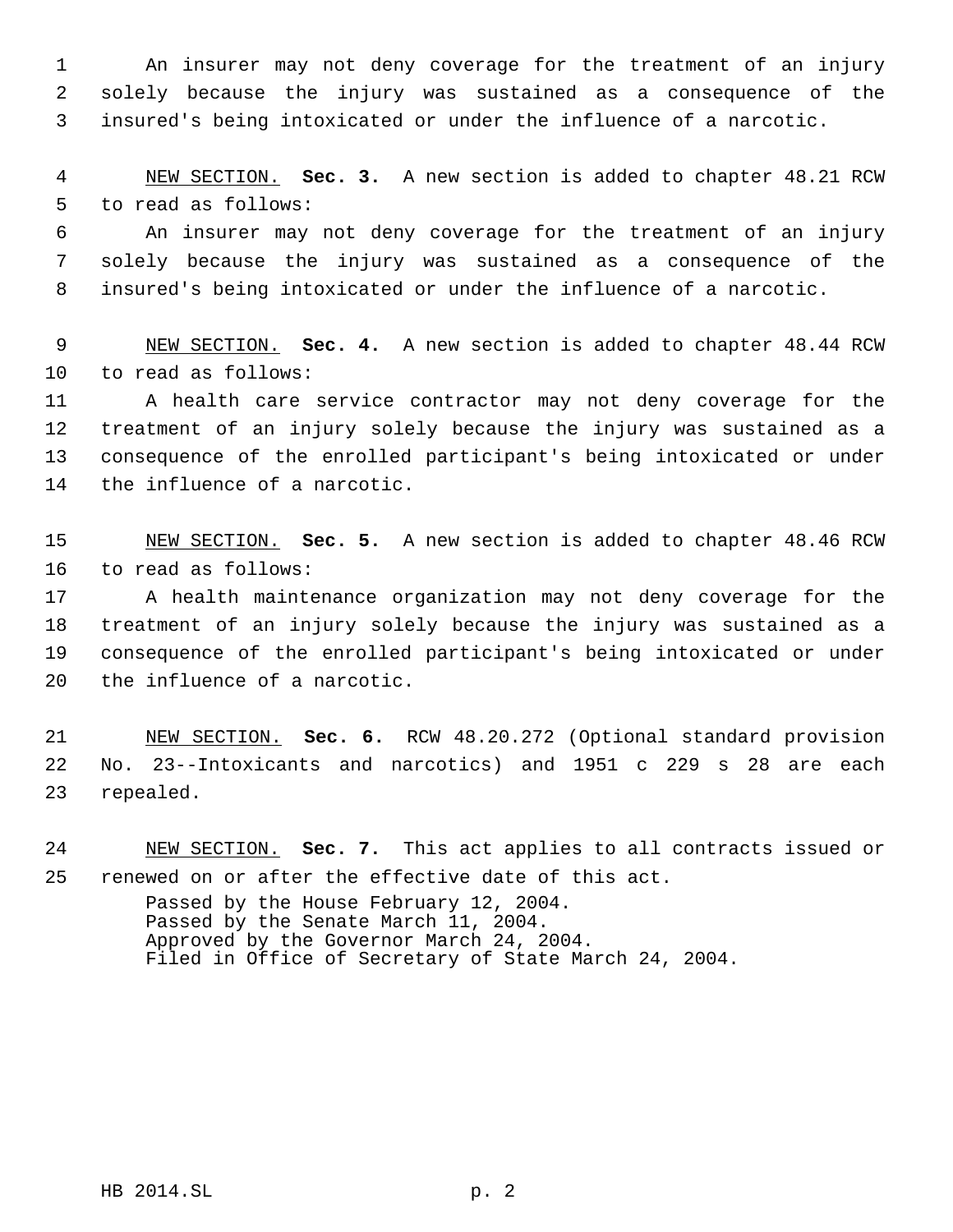An insurer may not deny coverage for the treatment of an injury solely because the injury was sustained as a consequence of the insured's being intoxicated or under the influence of a narcotic.

NEW SECTION. **Sec. 3.** A new section is added to chapter 48.21 RCW to read as follows:

An insurer may not deny coverage for the treatment of an injury solely because the injury was sustained as a consequence of the insured's being intoxicated or under the influence of a narcotic.

NEW SECTION. **Sec. 4.** A new section is added to chapter 48.44 RCW to read as follows:

A health care service contractor may not deny coverage for the treatment of an injury solely because the injury was sustained as a consequence of the enrolled participant's being intoxicated or under the influence of a narcotic.

NEW SECTION. **Sec. 5.** A new section is added to chapter 48.46 RCW to read as follows:

A health maintenance organization may not deny coverage for the treatment of an injury solely because the injury was sustained as a consequence of the enrolled participant's being intoxicated or under the influence of a narcotic.

NEW SECTION. **Sec. 6.** RCW 48.20.272 (Optional standard provision No. 23--Intoxicants and narcotics) and 1951 c 229 s 28 are each repealed.

NEW SECTION. **Sec. 7.** This act applies to all contracts issued or renewed on or after the effective date of this act.

Passed by the House February 12, 2004.
Passed by the Senate March 11, 2004.
Approved by the Governor March 24, 2004.
Filed in Office of Secretary of State March 24, 2004.